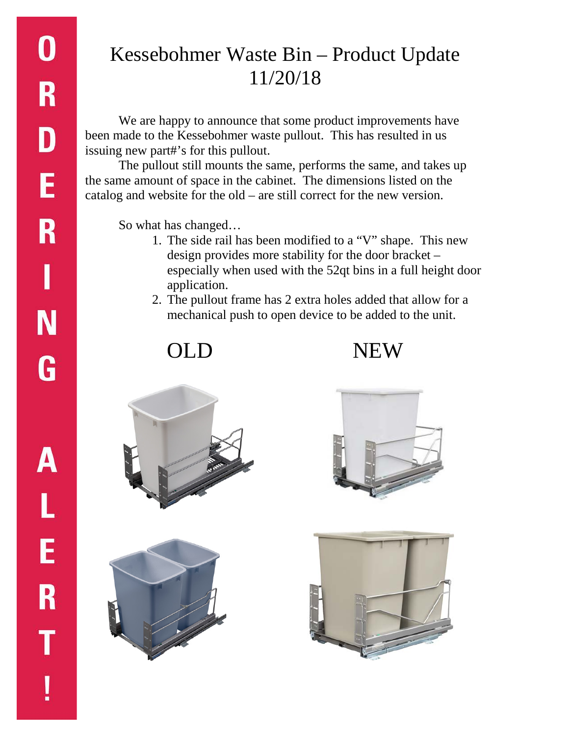ORDERING ALERT!

# Kessebohmer Waste Bin – Product Update 11/20/18

We are happy to announce that some product improvements have been made to the Kessebohmer waste pullout. This has resulted in us issuing new part#'s for this pullout.

The pullout still mounts the same, performs the same, and takes up the same amount of space in the cabinet. The dimensions listed on the catalog and website for the old – are still correct for the new version.

So what has changed…

1. The side rail has been modified to a "V" shape. This new design provides more stability for the door bracket – especially when used with the 52qt bins in a full height door application.
2. The pullout frame has 2 extra holes added that allow for a mechanical push to open device to be added to the unit.

OLD NEW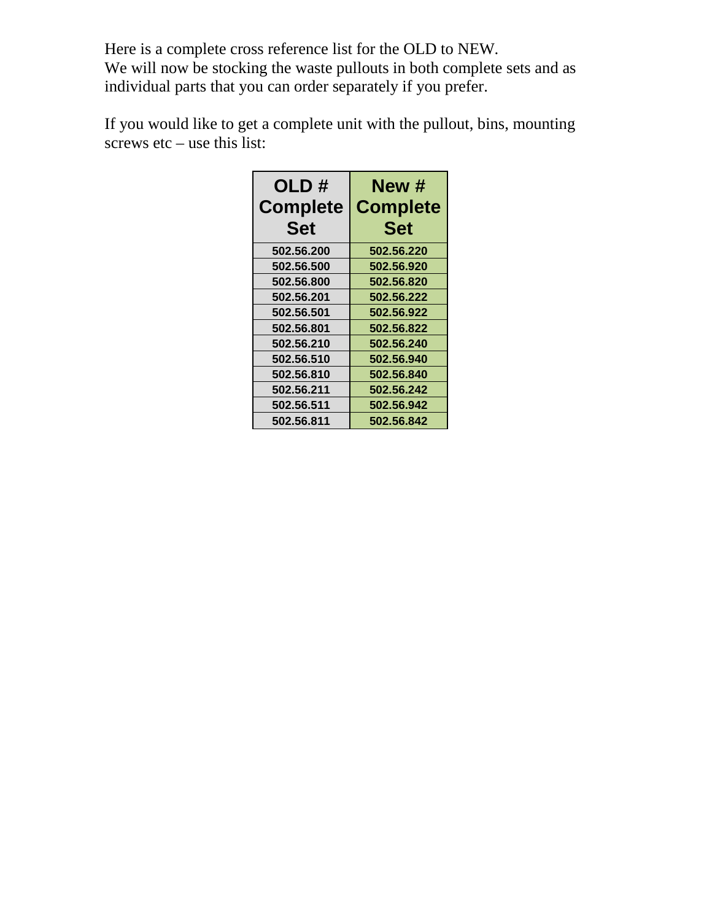Here is a complete cross reference list for the OLD to NEW.
We will now be stocking the waste pullouts in both complete sets and as individual parts that you can order separately if you prefer.

If you would like to get a complete unit with the pullout, bins, mounting screws etc – use this list:

| OLD # Complete Set | New # Complete Set |
|---|---|
| 502.56.200 | 502.56.220 |
| 502.56.500 | 502.56.920 |
| 502.56.800 | 502.56.820 |
| 502.56.201 | 502.56.222 |
| 502.56.501 | 502.56.922 |
| 502.56.801 | 502.56.822 |
| 502.56.210 | 502.56.240 |
| 502.56.510 | 502.56.940 |
| 502.56.810 | 502.56.840 |
| 502.56.211 | 502.56.242 |
| 502.56.511 | 502.56.942 |
| 502.56.811 | 502.56.842 |